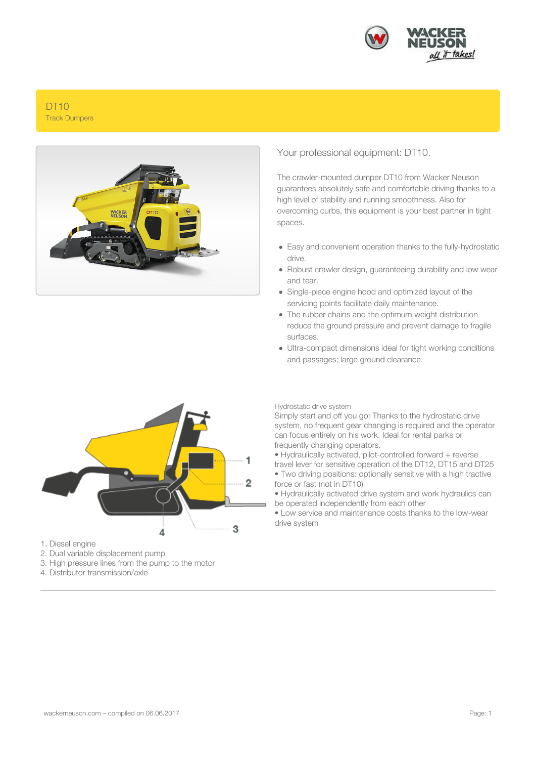# DT10

Track Dumpers

## Your professional equipment: DT10.

The crawler-mounted dumper DT10 from Wacker Neuson guarantees absolutely safe and comfortable driving thanks to a high level of stability and running smoothness. Also for overcoming curbs, this equipment is your best partner in tight spaces.

- Easy and convenient operation thanks to the fully-hydrostatic drive.
- Robust crawler design, guaranteeing durability and low wear and tear.
- Single-piece engine hood and optimized layout of the servicing points facilitate daily maintenance.
- The rubber chains and the optimum weight distribution reduce the ground pressure and prevent damage to fragile surfaces.
- Ultra-compact dimensions ideal for tight working conditions and passages; large ground clearance.

1. Diesel engine
2. Dual variable displacement pump
3. High pressure lines from the pump to the motor
4. Distributor transmission/axle

### Hydrostatic drive system

Simply start and off you go: Thanks to the hydrostatic drive system, no frequent gear changing is required and the operator can focus entirely on his work. Ideal for rental parks or frequently changing operators.

- Hydraulically activated, pilot-controlled forward + reverse travel lever for sensitive operation of the DT12, DT15 and DT25
- Two driving positions: optionally sensitive with a high tractive force or fast (not in DT10)
- Hydraulically activated drive system and work hydraulics can be operated independently from each other
- Low service and maintenance costs thanks to the low-wear drive system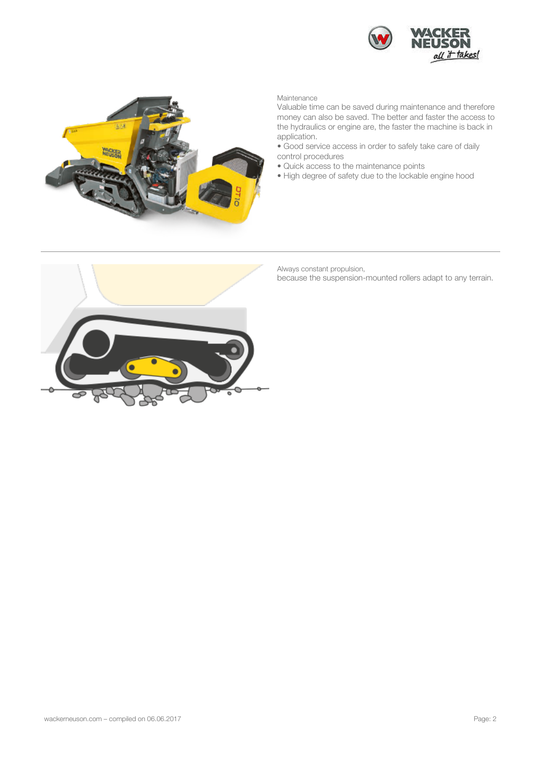Maintenance

Valuable time can be saved during maintenance and therefore money can also be saved. The better and faster the access to the hydraulics or engine are, the faster the machine is back in application.

- Good service access in order to safely take care of daily control procedures
- Quick access to the maintenance points
- High degree of safety due to the lockable engine hood

Always constant propulsion,

because the suspension-mounted rollers adapt to any terrain.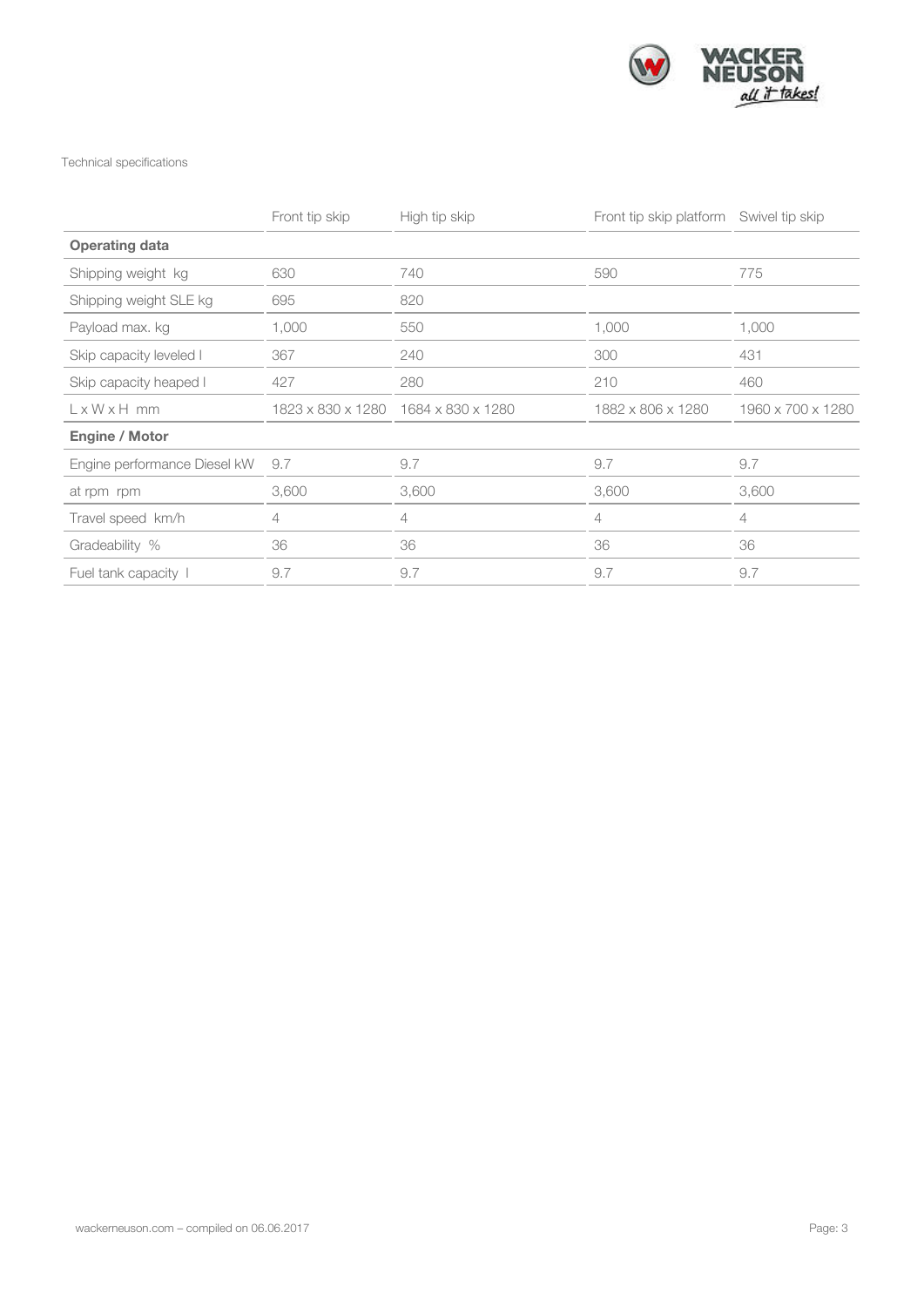Technical specifications

| | Front tip skip | High tip skip | Front tip skip platform | Swivel tip skip |
|---|---|---|---|---|
| **Operating data** | | | | |
| Shipping weight kg | 630 | 740 | 590 | 775 |
| Shipping weight SLE kg | 695 | 820 | | |
| Payload max. kg | 1,000 | 550 | 1,000 | 1,000 |
| Skip capacity leveled l | 367 | 240 | 300 | 431 |
| Skip capacity heaped l | 427 | 280 | 210 | 460 |
| L x W x H mm | 1823 x 830 x 1280 | 1684 x 830 x 1280 | 1882 x 806 x 1280 | 1960 x 700 x 1280 |
| **Engine / Motor** | | | | |
| Engine performance Diesel kW | 9.7 | 9.7 | 9.7 | 9.7 |
| at rpm rpm | 3,600 | 3,600 | 3,600 | 3,600 |
| Travel speed km/h | 4 | 4 | 4 | 4 |
| Gradeability % | 36 | 36 | 36 | 36 |
| Fuel tank capacity l | 9.7 | 9.7 | 9.7 | 9.7 |

wackerneuson.com – compiled on 06.06.2017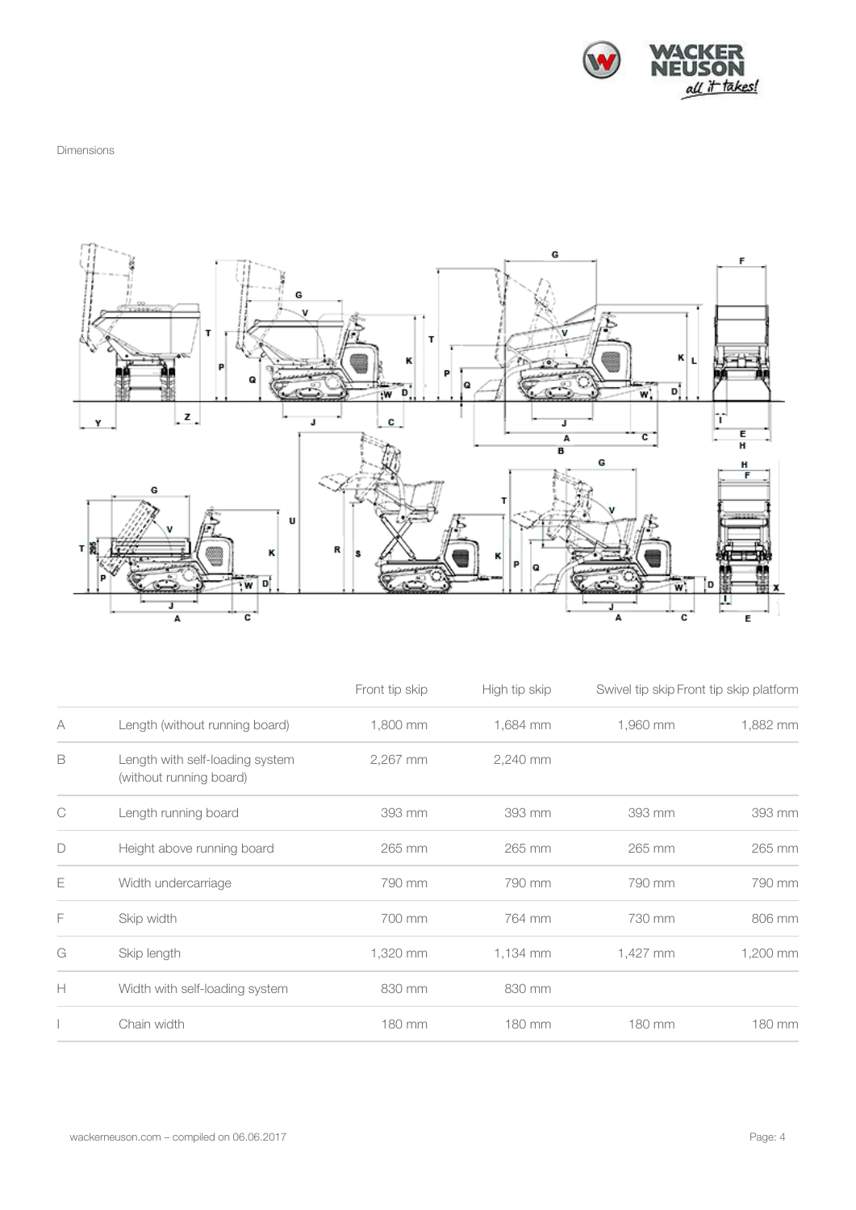Dimensions

| | | Front tip skip | High tip skip | Swivel tip skip | Front tip skip platform |
|---|---|---|---|---|---|
| A | Length (without running board) | 1,800 mm | 1,684 mm | 1,960 mm | 1,882 mm |
| B | Length with self-loading system (without running board) | 2,267 mm | 2,240 mm | | |
| C | Length running board | 393 mm | 393 mm | 393 mm | 393 mm |
| D | Height above running board | 265 mm | 265 mm | 265 mm | 265 mm |
| E | Width undercarriage | 790 mm | 790 mm | 790 mm | 790 mm |
| F | Skip width | 700 mm | 764 mm | 730 mm | 806 mm |
| G | Skip length | 1,320 mm | 1,134 mm | 1,427 mm | 1,200 mm |
| H | Width with self-loading system | 830 mm | 830 mm | | |
| I | Chain width | 180 mm | 180 mm | 180 mm | 180 mm |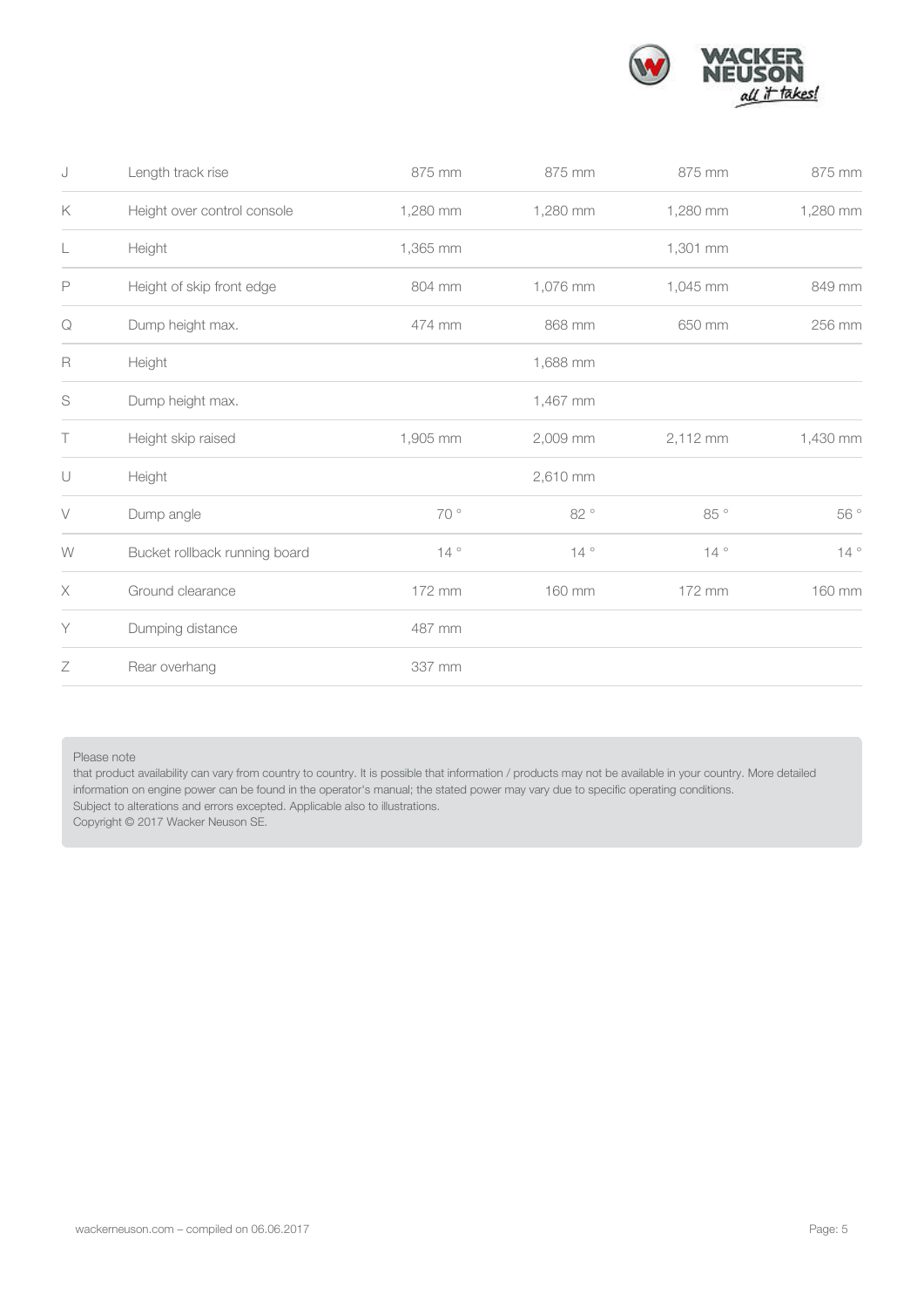| | | | | | |
|---|---|---|---|---|---|
| J | Length track rise | 875 mm | 875 mm | 875 mm | 875 mm |
| K | Height over control console | 1,280 mm | 1,280 mm | 1,280 mm | 1,280 mm |
| L | Height | 1,365 mm | | 1,301 mm | |
| P | Height of skip front edge | 804 mm | 1,076 mm | 1,045 mm | 849 mm |
| Q | Dump height max. | 474 mm | 868 mm | 650 mm | 256 mm |
| R | Height | | 1,688 mm | | |
| S | Dump height max. | | 1,467 mm | | |
| T | Height skip raised | 1,905 mm | 2,009 mm | 2,112 mm | 1,430 mm |
| U | Height | | 2,610 mm | | |
| V | Dump angle | 70 ° | 82 ° | 85 ° | 56 ° |
| W | Bucket rollback running board | 14 ° | 14 ° | 14 ° | 14 ° |
| X | Ground clearance | 172 mm | 160 mm | 172 mm | 160 mm |
| Y | Dumping distance | 487 mm | | | |
| Z | Rear overhang | 337 mm | | | |

Please note
that product availability can vary from country to country. It is possible that information / products may not be available in your country. More detailed information on engine power can be found in the operator's manual; the stated power may vary due to specific operating conditions.
Subject to alterations and errors excepted. Applicable also to illustrations.
Copyright © 2017 Wacker Neuson SE.